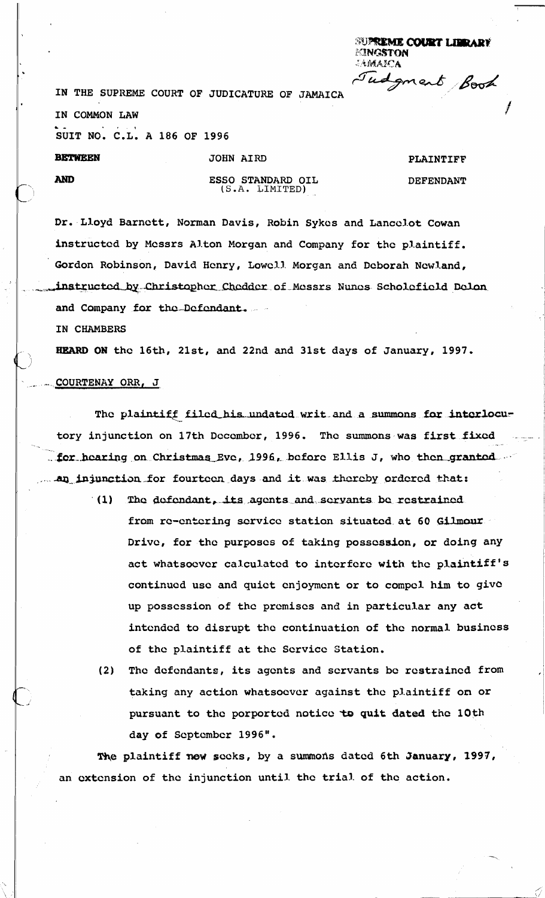SUPREME COURT LIBRARY
KINGSTON
JAMAICA

Judgment Book

IN THE SUPREME COURT OF JUDICATURE OF JAMAICA

IN COMMON LAW

SUIT NO. C.L. A 186 OF 1996

| BETWEEN | JOHN AIRD | PLAINTIFF |
|---|---|---|
| AND | ESSO STANDARD OIL (S.A. LIMITED) | DEFENDANT |

Dr. Lloyd Barnett, Norman Davis, Robin Sykes and Lancelot Cowan instructed by Messrs Alton Morgan and Company for the plaintiff.

Gordon Robinson, David Henry, Lowell Morgan and Deborah Newland, instructed by Christopher Chedder of Messrs Nunes Scholefield Delon and Company for the Defendant.

IN CHAMBERS

**HEARD ON** the 16th, 21st, and 22nd and 31st days of January, 1997.

COURTENAY ORR, J

The plaintiff filed his undated writ and a summons for interlocutory injunction on 17th December, 1996. The summons was first fixed for hearing on Christmas Eve, 1996, before Ellis J, who then granted an injunction for fourteen days and it was thereby ordered that:

(1) The defendant, its agents and servants be restrained from re-entering service station situated at 60 Gilmour Drive, for the purposes of taking possession, or doing any act whatsoever calculated to interfere with the plaintiff's continued use and quiet enjoyment or to compel him to give up possession of the premises and in particular any act intended to disrupt the continuation of the normal business of the plaintiff at the Service Station.

(2) The defendants, its agents and servants be restrained from taking any action whatsoever against the plaintiff on or pursuant to the porported notice to quit dated the 10th day of September 1996".

The plaintiff now seeks, by a summons dated 6th January, 1997, an extension of the injunction until the trial of the action.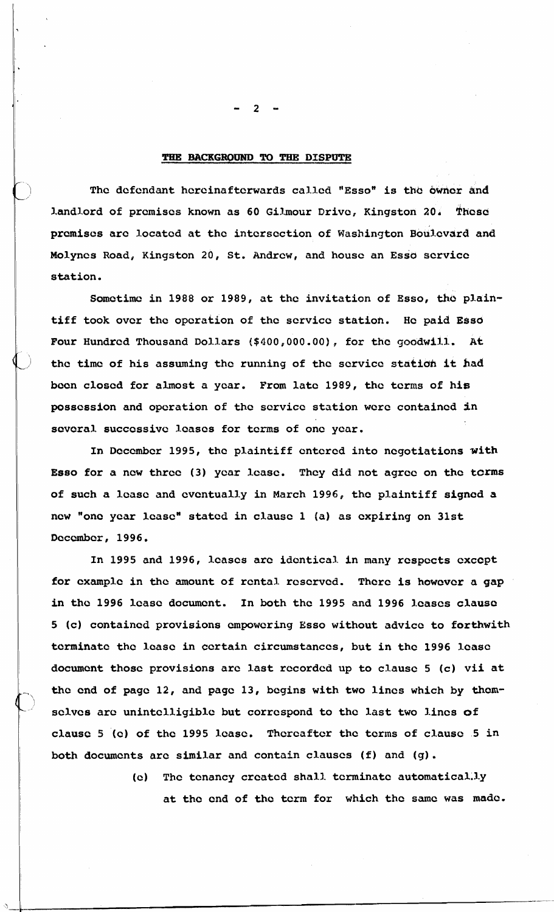## THE BACKGROUND TO THE DISPUTE

The defendant hereinafterwards called "Esso" is the owner and landlord of premises known as 60 Gilmour Drive, Kingston 20. These premises are located at the intersection of Washington Boulevard and Molynes Road, Kingston 20, St. Andrew, and house an Esso service station.

Sometime in 1988 or 1989, at the invitation of Esso, the plaintiff took over the operation of the service station. He paid Esso Four Hundred Thousand Dollars ($400,000.00), for the goodwill. At the time of his assuming the running of the service station it had been closed for almost a year. From late 1989, the terms of his possession and operation of the service station were contained in several successive leases for terms of one year.

In December 1995, the plaintiff entered into negotiations with Esso for a new three (3) year lease. They did not agree on the terms of such a lease and eventually in March 1996, the plaintiff signed a new "one year lease" stated in clause 1 (a) as expiring on 31st December, 1996.

In 1995 and 1996, leases are identical in many respects except for example in the amount of rental reserved. There is however a gap in the 1996 lease document. In both the 1995 and 1996 leases clause 5 (c) contained provisions empowering Esso without advice to forthwith terminate the lease in certain circumstances, but in the 1996 lease document those provisions are last recorded up to clause 5 (c) vii at the end of page 12, and page 13, begins with two lines which by themselves are unintelligible but correspond to the last two lines of clause 5 (c) of the 1995 lease. Thereafter the terms of clause 5 in both documents are similar and contain clauses (f) and (g).

> (e) The tenancy created shall terminate automatically at the end of the term for which the same was made.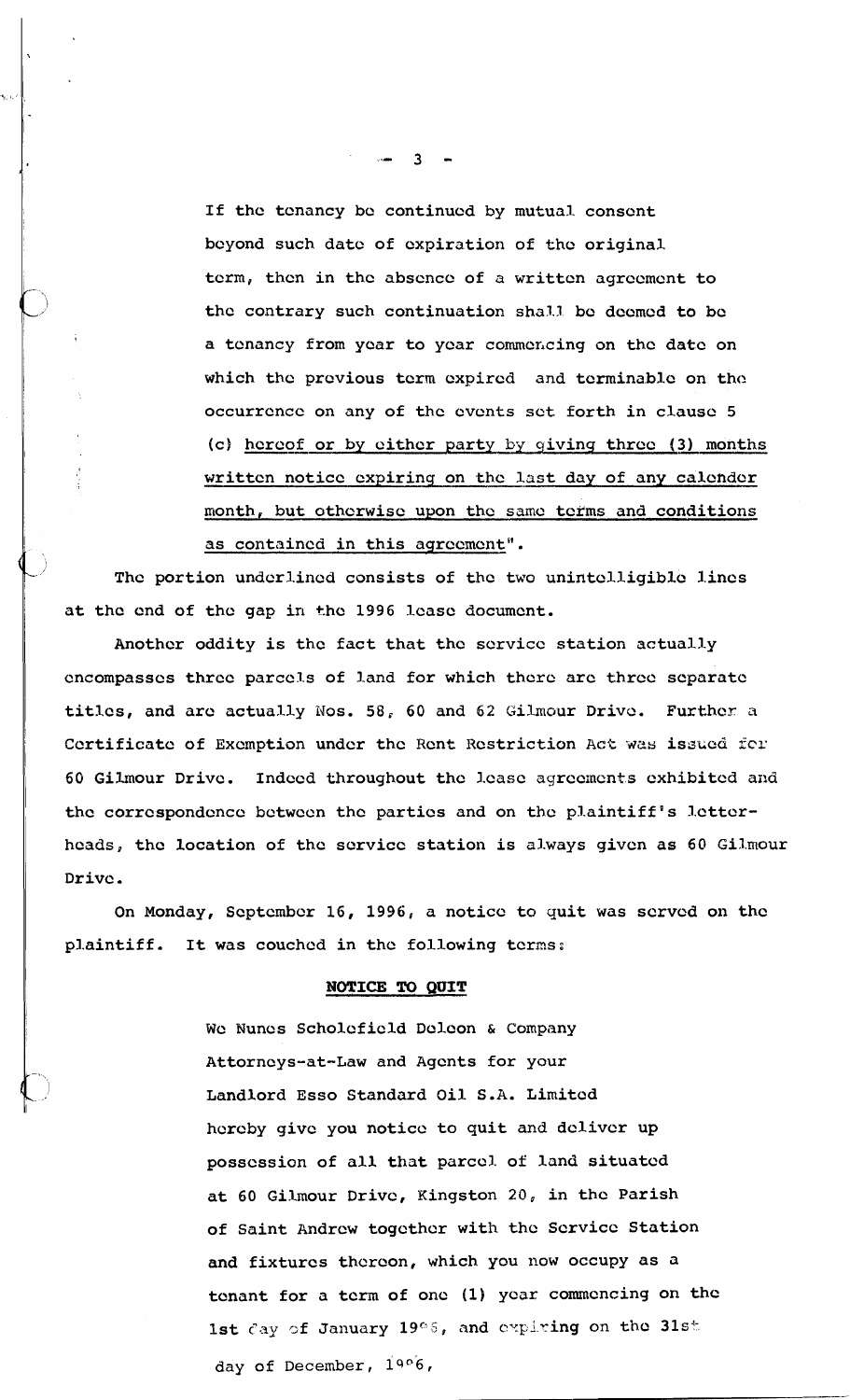If the tenancy be continued by mutual consent beyond such date of expiration of the original term, then in the absence of a written agreement to the contrary such continuation shall be deemed to be a tenancy from year to year commencing on the date on which the previous term expired and terminable on the occurrence on any of the events set forth in clause 5 (c) <u>hereof or by either party by giving three (3) months written notice expiring on the last day of any calender month, but otherwise upon the same terms and conditions as contained in this agreement</u>".

The portion underlined consists of the two unintelligible lines at the end of the gap in the 1996 lease document.

Another oddity is the fact that the service station actually encompasses three parcels of land for which there are three separate titles, and are actually Nos. 58, 60 and 62 Gilmour Drive. Further a Certificate of Exemption under the Rent Restriction Act was issued for 60 Gilmour Drive. Indeed throughout the lease agreements exhibited and the correspondence between the parties and on the plaintiff's letter-heads, the location of the service station is always given as 60 Gilmour Drive.

On Monday, September 16, 1996, a notice to quit was served on the plaintiff. It was couched in the following terms:

**NOTICE TO QUIT**

We Nunes Scholefield Deleon & Company Attorneys-at-Law and Agents for your Landlord Esso Standard Oil S.A. Limited hereby give you notice to quit and deliver up possession of all that parcel of land situated at 60 Gilmour Drive, Kingston 20, in the Parish of Saint Andrew together with the Service Station and fixtures thereon, which you now occupy as a tenant for a term of one (1) year commencing on the 1st day of January 1996, and expiring on the 31st day of December, 1996,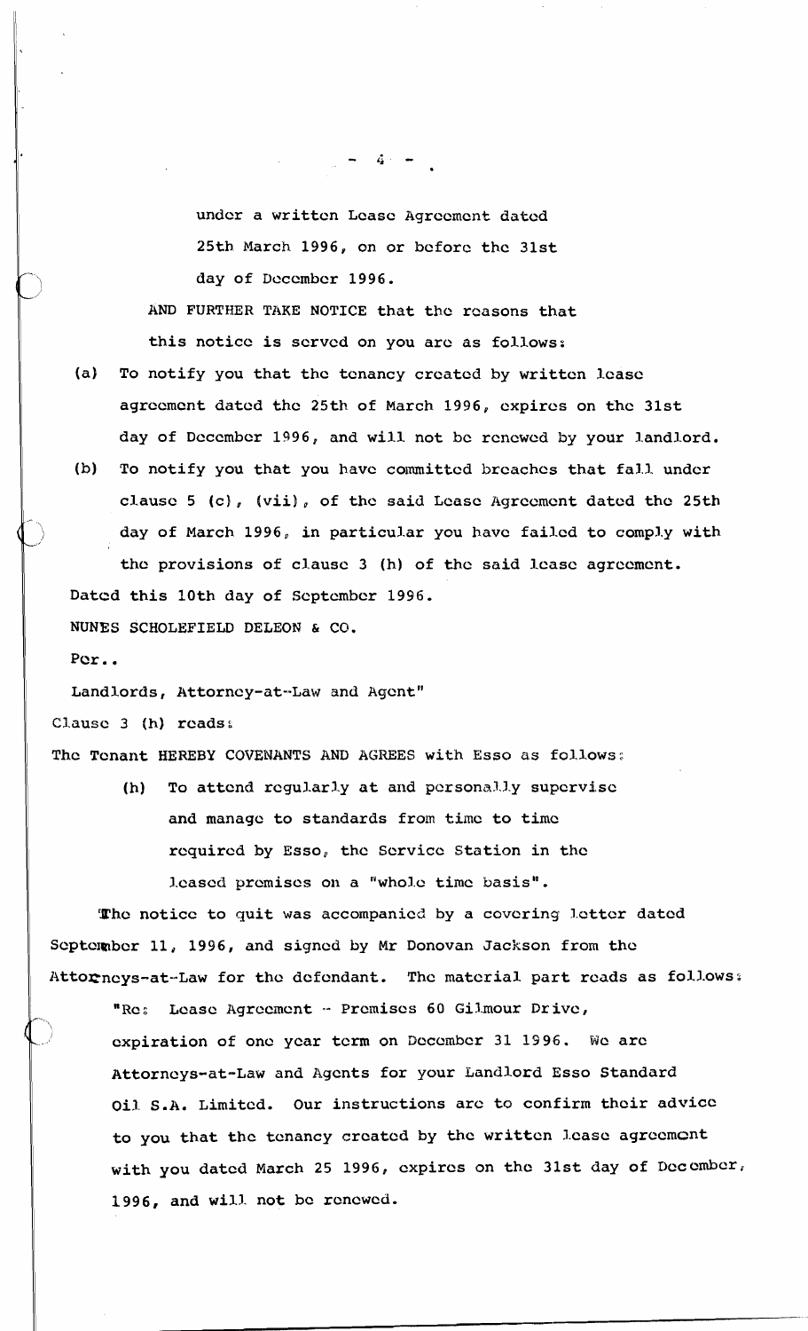under a written Lease Agreement dated 25th March 1996, on or before the 31st day of December 1996.

AND FURTHER TAKE NOTICE that the reasons that this notice is served on you are as follows:

(a) To notify you that the tenancy created by written lease agreement dated the 25th of March 1996, expires on the 31st day of December 1996, and will not be renewed by your landlord.

(b) To notify you that you have committed breaches that fall under clause 5 (c), (vii), of the said Lease Agreement dated the 25th day of March 1996, in particular you have failed to comply with the provisions of clause 3 (h) of the said lease agreement.

Dated this 10th day of September 1996.

NUNES SCHOLEFIELD DELEON & CO.

Per..

Landlords, Attorney-at-Law and Agent"

Clause 3 (h) reads:

The Tenant HEREBY COVENANTS AND AGREES with Esso as follows:

> (h) To attend regularly at and personally supervise and manage to standards from time to time required by Esso, the Service Station in the leased premises on a "whole time basis".

The notice to quit was accompanied by a covering letter dated September 11, 1996, and signed by Mr Donovan Jackson from the Attorneys-at-Law for the defendant. The material part reads as follows:

> "Re: Lease Agreement - Premises 60 Gilmour Drive, expiration of one year term on December 31 1996. We are Attorneys-at-Law and Agents for your Landlord Esso Standard Oil S.A. Limited. Our instructions are to confirm their advice to you that the tenancy created by the written lease agreement with you dated March 25 1996, expires on the 31st day of December, 1996, and will not be renewed.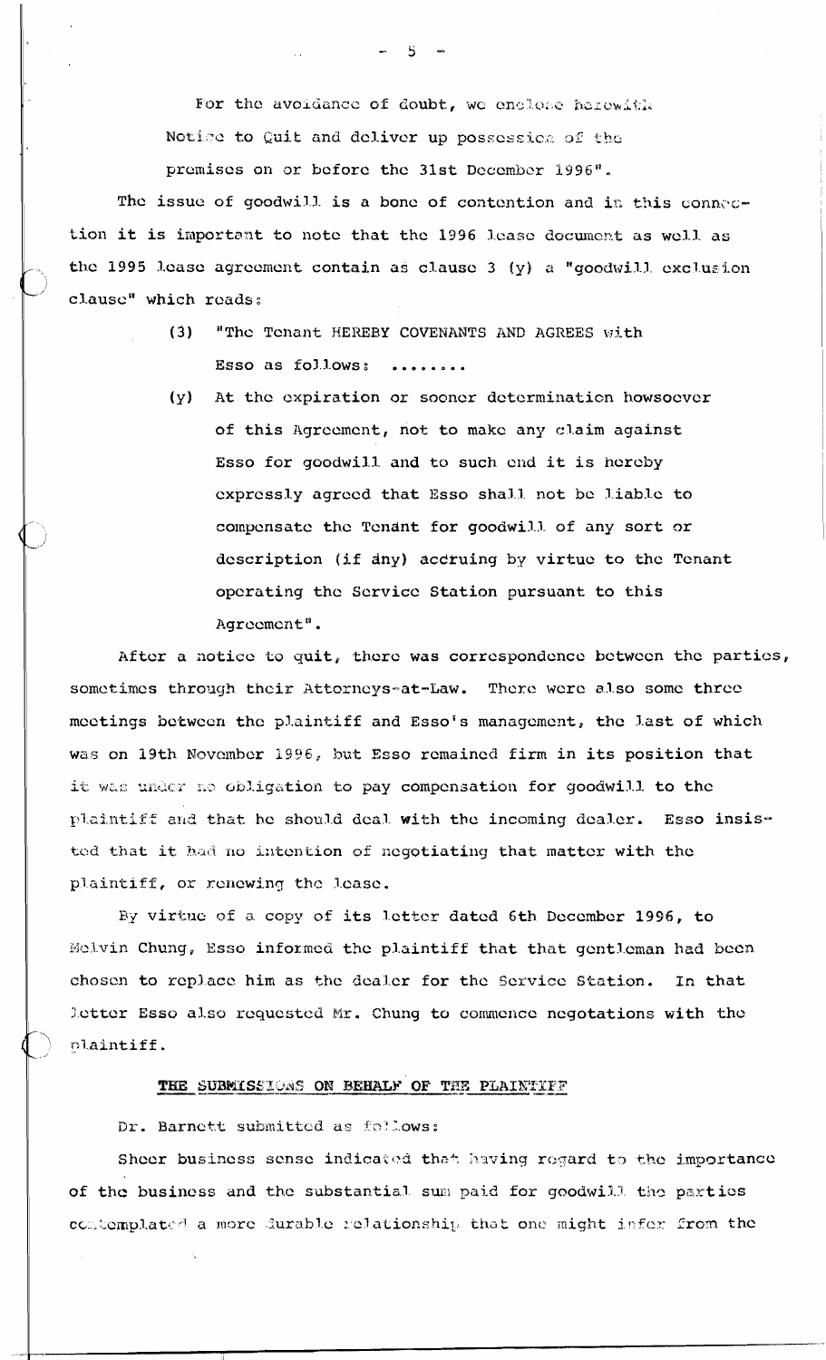For the avoidance of doubt, we enclose herewith Notice to Quit and deliver up possession of the premises on or before the 31st December 1996".

The issue of goodwill is a bone of contention and in this connection it is important to note that the 1996 lease document as well as the 1995 lease agreement contain as clause 3 (y) a "goodwill exclusion clause" which reads:

> (3) "The Tenant HEREBY COVENANTS AND AGREES with Esso as follows: ........
>
> (y) At the expiration or sooner determination howsoever of this Agreement, not to make any claim against Esso for goodwill and to such end it is hereby expressly agreed that Esso shall not be liable to compensate the Tenant for goodwill of any sort or description (if any) accruing by virtue to the Tenant operating the Service Station pursuant to this Agreement".

After a notice to quit, there was correspondence between the parties, sometimes through their Attorneys-at-Law. There were also some three meetings between the plaintiff and Esso's management, the last of which was on 19th November 1996, but Esso remained firm in its position that it was under no obligation to pay compensation for goodwill to the plaintiff and that he should deal with the incoming dealer. Esso insisted that it had no intention of negotiating that matter with the plaintiff, or renewing the lease.

By virtue of a copy of its letter dated 6th December 1996, to Melvin Chung, Esso informed the plaintiff that that gentleman had been chosen to replace him as the dealer for the Service Station. In that letter Esso also requested Mr. Chung to commence negotations with the plaintiff.

## THE SUBMISSIONS ON BEHALF OF THE PLAINTIFF

Dr. Barnett submitted as follows:

Sheer business sense indicated that having regard to the importance of the business and the substantial sum paid for goodwill the parties contemplated a more durable relationship that one might infer from the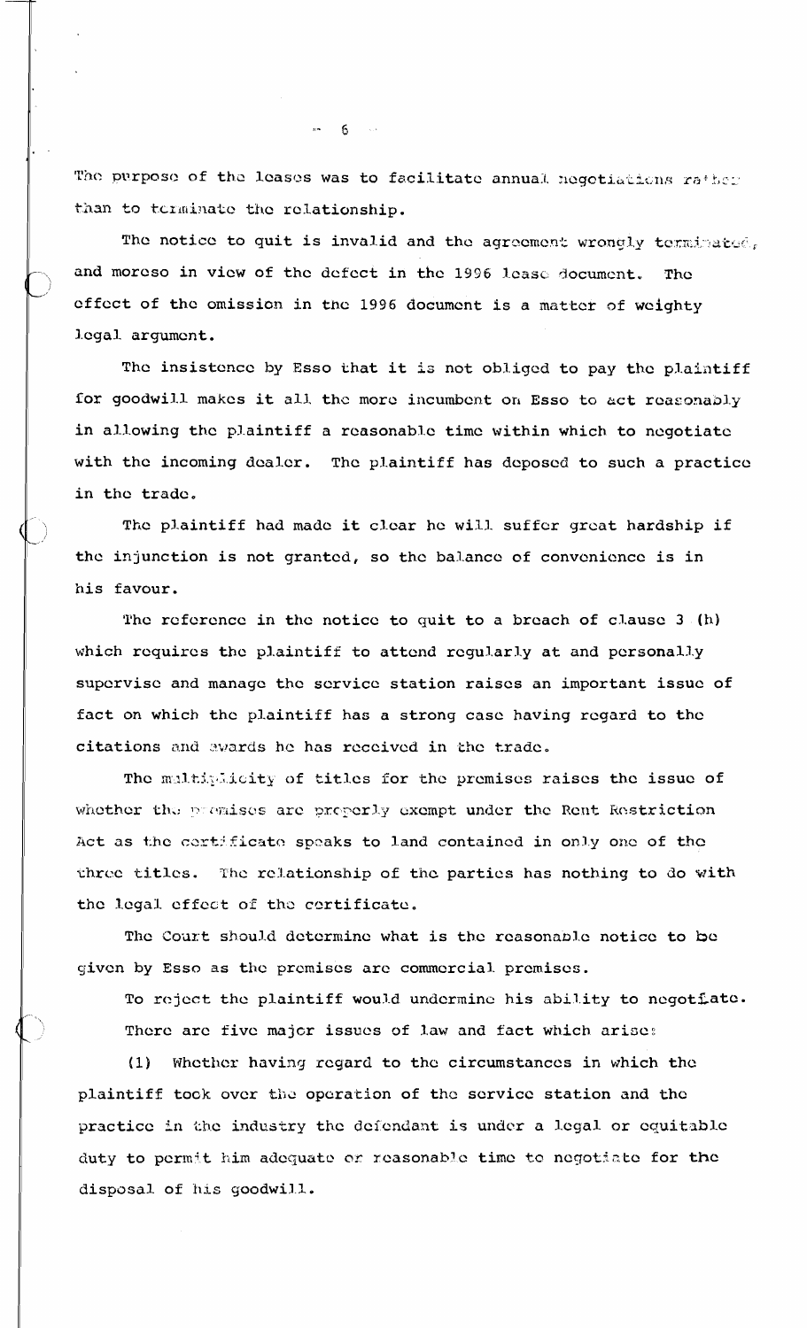The purpose of the leases was to facilitate annual negotiations rather than to terminate the relationship.

The notice to quit is invalid and the agreement wrongly terminated, and moreso in view of the defect in the 1996 lease document. The effect of the omission in the 1996 document is a matter of weighty legal argument.

The insistence by Esso that it is not obliged to pay the plaintiff for goodwill makes it all the more incumbent on Esso to act reasonably in allowing the plaintiff a reasonable time within which to negotiate with the incoming dealer. The plaintiff has deposed to such a practice in the trade.

The plaintiff had made it clear he will suffer great hardship if the injunction is not granted, so the balance of convenience is in his favour.

The reference in the notice to quit to a breach of clause 3 (h) which requires the plaintiff to attend regularly at and personally supervise and manage the service station raises an important issue of fact on which the plaintiff has a strong case having regard to the citations and awards he has received in the trade.

The multiplicity of titles for the premises raises the issue of whether the premises are properly exempt under the Rent Restriction Act as the certificate speaks to land contained in only one of the three titles. The relationship of the parties has nothing to do with the legal effect of the certificate.

The Court should determine what is the reasonable notice to be given by Esso as the premises are commercial premises.

To reject the plaintiff would undermine his ability to negotiate.

There are five major issues of law and fact which arise:

(1) Whether having regard to the circumstances in which the plaintiff took over the operation of the service station and the practice in the industry the defendant is under a legal or equitable duty to permit him adequate or reasonable time to negotiate for the disposal of his goodwill.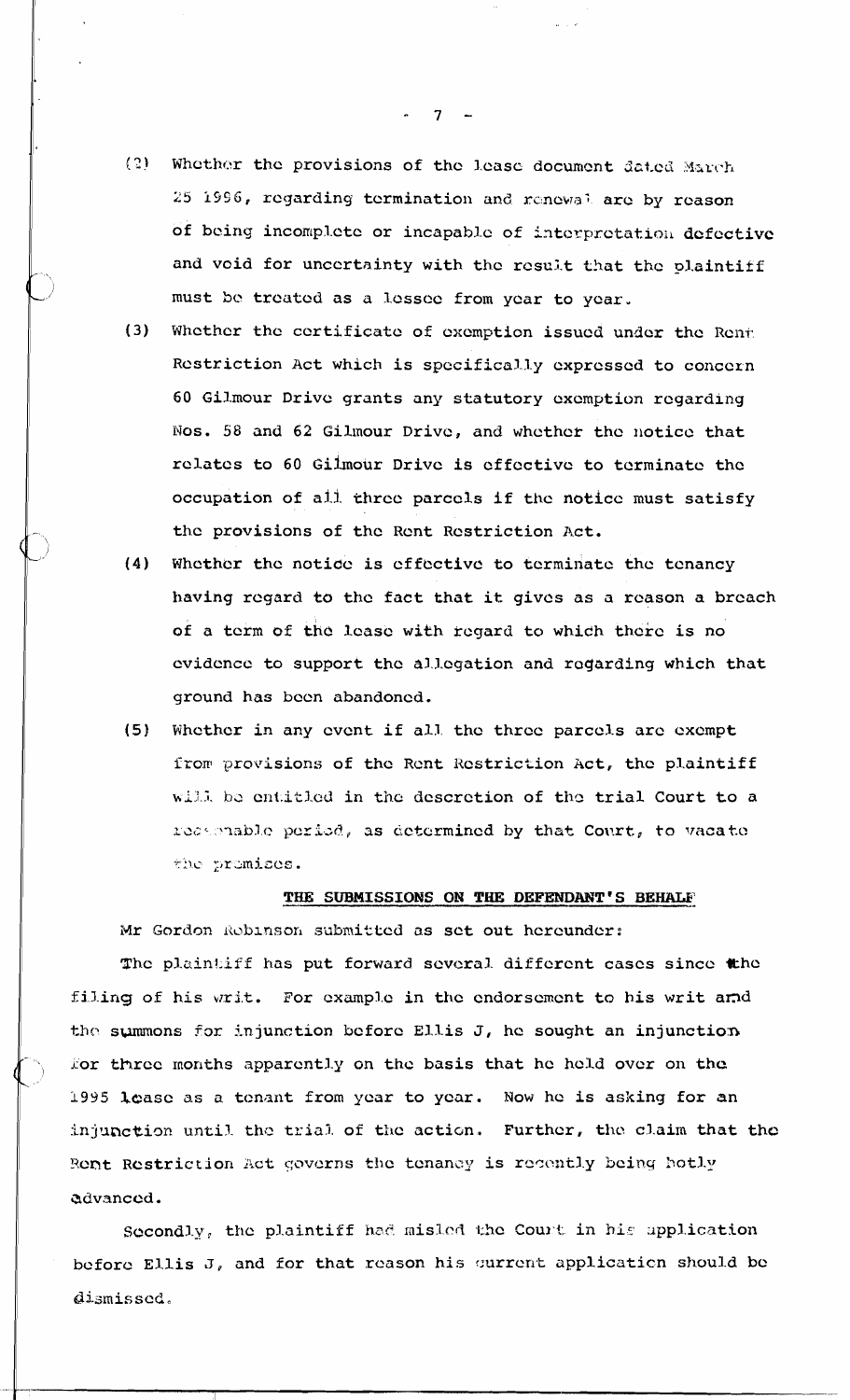(2) Whether the provisions of the lease document dated March 25 1996, regarding termination and renewal are by reason of being incomplete or incapable of interpretation defective and void for uncertainty with the result that the plaintiff must be treated as a lessee from year to year.

(3) Whether the certificate of exemption issued under the Rent Restriction Act which is specifically expressed to concern 60 Gilmour Drive grants any statutory exemption regarding Nos. 58 and 62 Gilmour Drive, and whether the notice that relates to 60 Gilmour Drive is effective to terminate the occupation of all three parcels if the notice must satisfy the provisions of the Rent Restriction Act.

(4) Whether the notice is effective to terminate the tenancy having regard to the fact that it gives as a reason a breach of a term of the lease with regard to which there is no evidence to support the allegation and regarding which that ground has been abandoned.

(5) Whether in any event if all the three parcels are exempt from provisions of the Rent Restriction Act, the plaintiff will be entitled in the descretion of the trial Court to a reasonable period, as determined by that Court, to vacate the premises.

**THE SUBMISSIONS ON THE DEFENDANT'S BEHALF**

Mr Gordon Robinson submitted as set out hereunder:

The plaintiff has put forward several different cases since the filing of his writ. For example in the endorsement to his writ and the summons for injunction before Ellis J, he sought an injunction for three months apparently on the basis that he held over on the 1995 lease as a tenant from year to year. Now he is asking for an injunction until the trial of the action. Further, the claim that the Rent Restriction Act governs the tenancy is recently being hotly advanced.

Secondly, the plaintiff had misled the Court in his application before Ellis J, and for that reason his current application should be dismissed.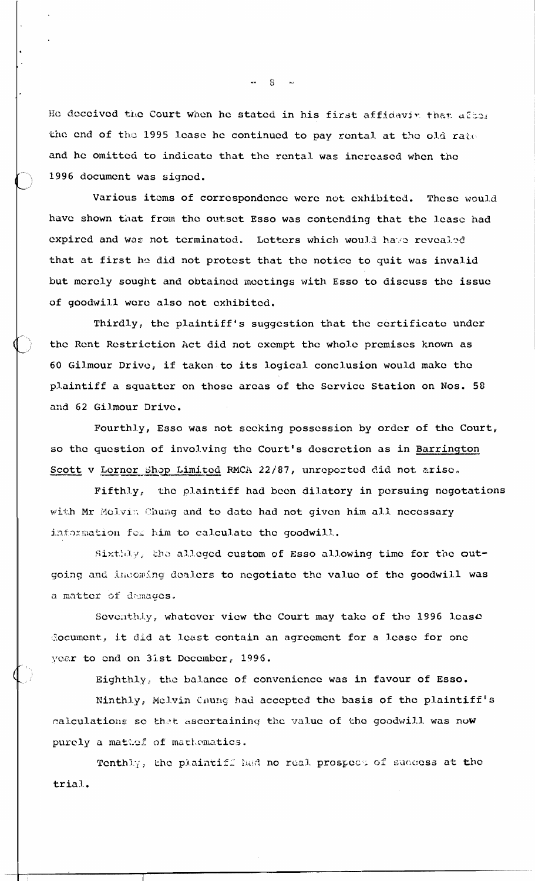He deceived the Court when he stated in his first affidavit that after the end of the 1995 lease he continued to pay rental at the old rate and he omitted to indicate that the rental was increased when the 1996 document was signed.

Various items of correspondence were not exhibited. These would have shown that from the outset Esso was contending that the lease had expired and was not terminated. Letters which would have revealed that at first he did not protest that the notice to quit was invalid but merely sought and obtained meetings with Esso to discuss the issue of goodwill were also not exhibited.

Thirdly, the plaintiff's suggestion that the certificate under the Rent Restriction Act did not exempt the whole premises known as 60 Gilmour Drive, if taken to its logical conclusion would make the plaintiff a squatter on those areas of the Service Station on Nos. 58 and 62 Gilmour Drive.

Fourthly, Esso was not seeking possession by order of the Court, so the question of involving the Court's descretion as in Barrington Scott v Lerner Shop Limited RMCA 22/87, unreported did not arise.

Fifthly, the plaintiff had been dilatory in persuing negotations with Mr Melvin Chung and to date had not given him all necessary information for him to calculate the goodwill.

Sixthly, the alleged custom of Esso allowing time for the outgoing and incoming dealers to negotiate the value of the goodwill was a matter of damages.

Seventhly, whatever view the Court may take of the 1996 lease document, it did at least contain an agreement for a lease for one year to end on 31st December, 1996.

Eighthly, the balance of convenience was in favour of Esso.

Ninthly, Melvin Chung had accepted the basis of the plaintiff's calculations so that ascertaining the value of the goodwill was now purely a matter of mathematics.

Tenthly, the plaintiff had no real prospect of success at the trial.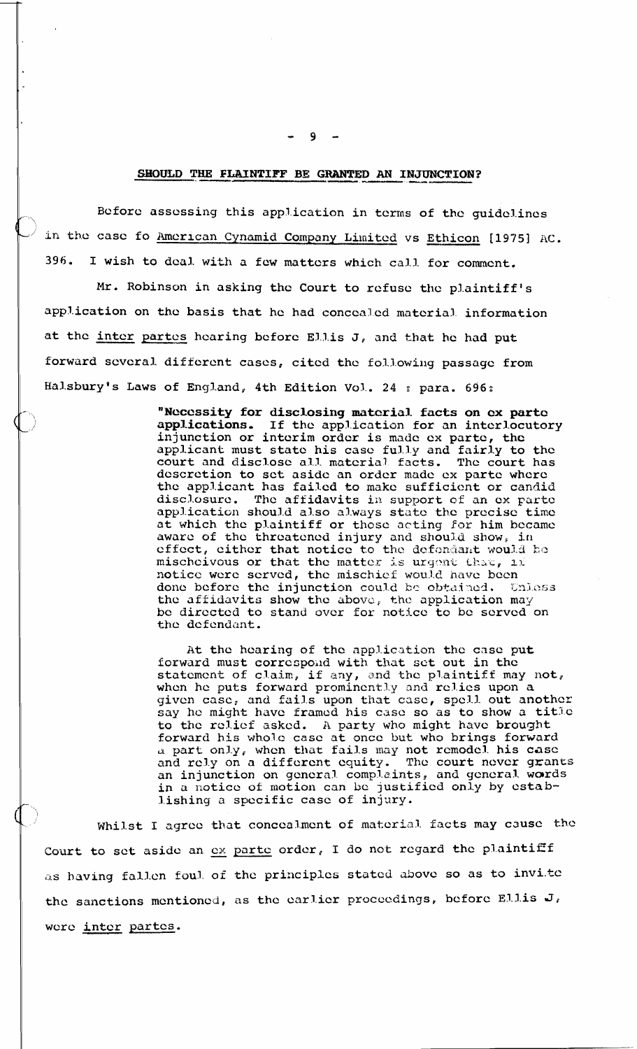## SHOULD THE PLAINTIFF BE GRANTED AN INJUNCTION?

Before assessing this application in terms of the guidelines in the case fo American Cynamid Company Limited vs Ethicon [1975] AC. 396. I wish to deal with a few matters which call for comment.

Mr. Robinson in asking the Court to refuse the plaintiff's application on the basis that he had concealed material information at the inter partes hearing before Ellis J, and that he had put forward several different cases, cited the following passage from Halsbury's Laws of England, 4th Edition Vol. 24 : para. 696:

> "**Necessity for disclosing material facts on ex parte applications.** If the application for an interlocutory injunction or interim order is made ex parte, the applicant must state his case fully and fairly to the court and disclose all material facts. The court has descretion to set aside an order made ex parte where the applicant has failed to make sufficient or candid disclosure. The affidavits in support of an ex parte application should also always state the precise time at which the plaintiff or those acting for him became aware of the threatened injury and should show, in effect, either that notice to the defendant would be mischeivous or that the matter is urgent that, if notice were served, the mischief would have been done before the injunction could be obtained. Unless the affidavits show the above, the application may be directed to stand over for notice to be served on the defendant.
>
> At the hearing of the application the case put forward must correspond with that set out in the statement of claim, if any, and the plaintiff may not, when he puts forward prominently and relies upon a given case, and fails upon that case, spell out another say he might have framed his case so as to show a title to the relief asked. A party who might have brought forward his whole case at once but who brings forward a part only, when that fails may not remodel his case and rely on a different equity. The court never grants an injunction on general complaints, and general words in a notice of motion can be justified only by establishing a specific case of injury.

Whilst I agree that concealment of material facts may cause the Court to set aside an ex parte order, I do not regard the plaintiff as having fallen foul of the principles stated above so as to invite the sanctions mentioned, as the earlier proceedings, before Ellis J, were inter partes.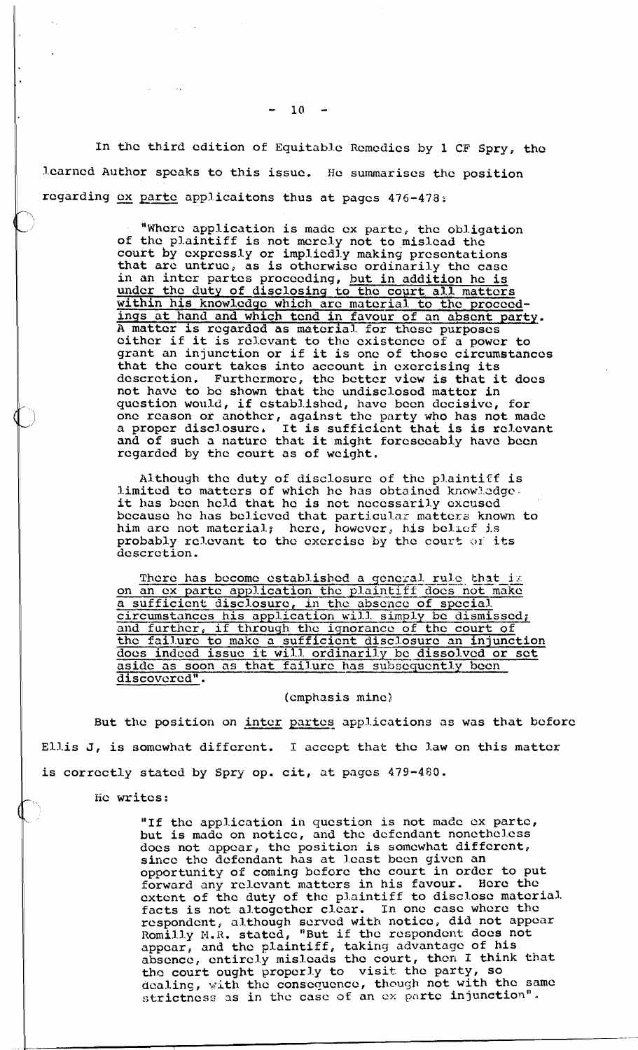In the third edition of Equitable Remedies by I CF Spry, the learned Author speaks to this issue. He summarises the position regarding *ex parte* applicaitons thus at pages 476-478:

> "Where application is made ex parte, the obligation of the plaintiff is not merely not to mislead the court by expressly or impliedly making presentations that are untrue, as is otherwise ordinarily the case in an inter partes proceeding, <u>but in addition he is under the duty of disclosing to the court all matters within his knowledge which are material to the proceedings at hand and which tend in favour of an absent party</u>. A matter is regarded as material for these purposes either if it is relevant to the existence of a power to grant an injunction or if it is one of those circumstances that the court takes into account in exercising its descretion. Furthermore, the better view is that it does not have to be shown that the undisclosed matter in question would, if established, have been decisive, for one reason or another, against the party who has not made a proper disclosure. It is sufficient that is is relevant and of such a nature that it might foreseeably have been regarded by the court as of weight.
>
> Although the duty of disclosure of the plaintiff is limited to matters of which he has obtained knowledge it has been held that he is not necessarily excused because he has believed that particular matters known to him are not material; here, however, his belief is probably relevant to the exercise by the court of its descretion.
>
> <u>There has become established a general rule that if on an ex parte application the plaintiff does not make a sufficient disclosure, in the absence of special circumstances his application will simply be dismissed; and further, if through the ignorance of the court of the failure to make a sufficient disclosure an injunction does indeed issue it will ordinarily be dissolved or set aside as soon as that failure has subsequently been discovered</u>".
>
> (emphasis mine)

But the position on *inter partes* applications as was that before Ellis J, is somewhat different. I accept that the law on this matter is correctly stated by Spry op. cit, at pages 479-480.

He writes:

> "If the application in question is not made ex parte, but is made on notice, and the defendant nonetheless does not appear, the position is somewhat different, since the defendant has at least been given an opportunity of coming before the court in order to put forward any relevant matters in his favour. Here the extent of the duty of the plaintiff to disclose material facts is not altogether clear. In one case where the respondent, although served with notice, did not appear Romilly M.R. stated, "But if the respondent does not appear, and the plaintiff, taking advantage of his absence, entirely misleads the court, then I think that the court ought properly to visit the party, so dealing, with the consequence, though not with the same strictness as in the case of an ex parte injunction".